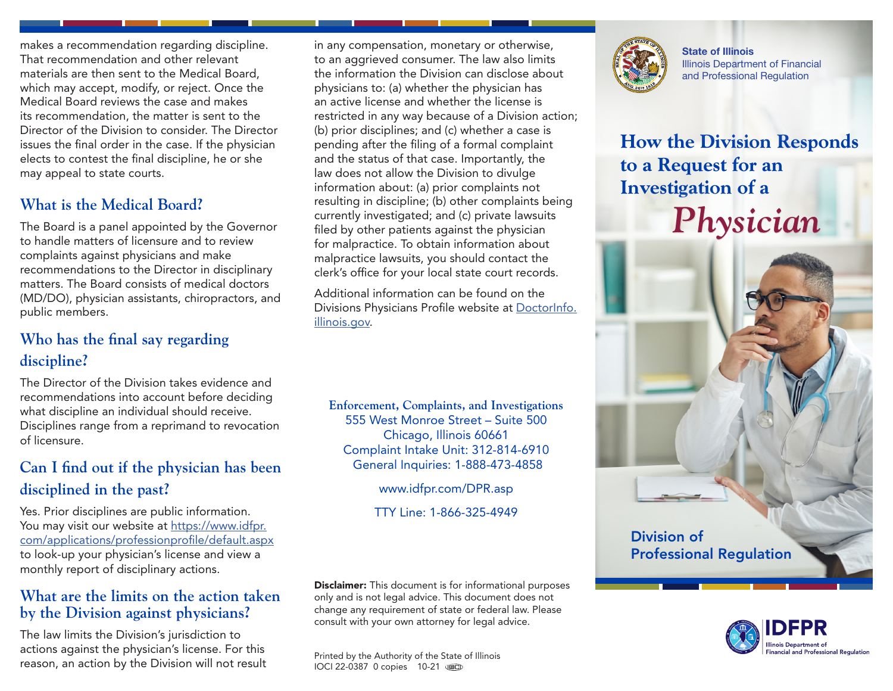makes a recommendation regarding discipline. That recommendation and other relevant materials are then sent to the Medical Board, which may accept, modify, or reject. Once the Medical Board reviews the case and makes its recommendation, the matter is sent to the Director of the Division to consider. The Director issues the final order in the case. If the physician elects to contest the final discipline, he or she may appeal to state courts.

## What is the Medical Board?

The Board is a panel appointed by the Governor to handle matters of licensure and to review complaints against physicians and make recommendations to the Director in disciplinary matters. The Board consists of medical doctors (MD/DO), physician assistants, chiropractors, and public members.

## Who has the final say regarding discipline?

The Director of the Division takes evidence and recommendations into account before deciding what discipline an individual should receive. Disciplines range from a reprimand to revocation of licensure.

## Can I find out if the physician has been disciplined in the past?

Yes. Prior disciplines are public information. You may visit our website at https://www.idfpr.com/applications/professionprofile/default.aspx to look-up your physician's license and view a monthly report of disciplinary actions.

## What are the limits on the action taken by the Division against physicians?

The law limits the Division's jurisdiction to actions against the physician's license. For this reason, an action by the Division will not result in any compensation, monetary or otherwise, to an aggrieved consumer. The law also limits the information the Division can disclose about physicians to: (a) whether the physician has an active license and whether the license is restricted in any way because of a Division action; (b) prior disciplines; and (c) whether a case is pending after the filing of a formal complaint and the status of that case. Importantly, the law does not allow the Division to divulge information about: (a) prior complaints not resulting in discipline; (b) other complaints being currently investigated; and (c) private lawsuits filed by other patients against the physician for malpractice. To obtain information about malpractice lawsuits, you should contact the clerk's office for your local state court records.

Additional information can be found on the Divisions Physicians Profile website at DoctorInfo.illinois.gov.

**Enforcement, Complaints, and Investigations**
555 West Monroe Street – Suite 500
Chicago, Illinois 60661
Complaint Intake Unit: 312-814-6910
General Inquiries: 1-888-473-4858

www.idfpr.com/DPR.asp

TTY Line: 1-866-325-4949

**Disclaimer:** This document is for informational purposes only and is not legal advice. This document does not change any requirement of state or federal law. Please consult with your own attorney for legal advice.

Printed by the Authority of the State of Illinois
IOCI 22-0387 0 copies 10-21

**State of Illinois**
Illinois Department of Financial and Professional Regulation

# How the Division Responds to a Request for an Investigation of a *Physician*

Division of Professional Regulation

IDFPR
Illinois Department of Financial and Professional Regulation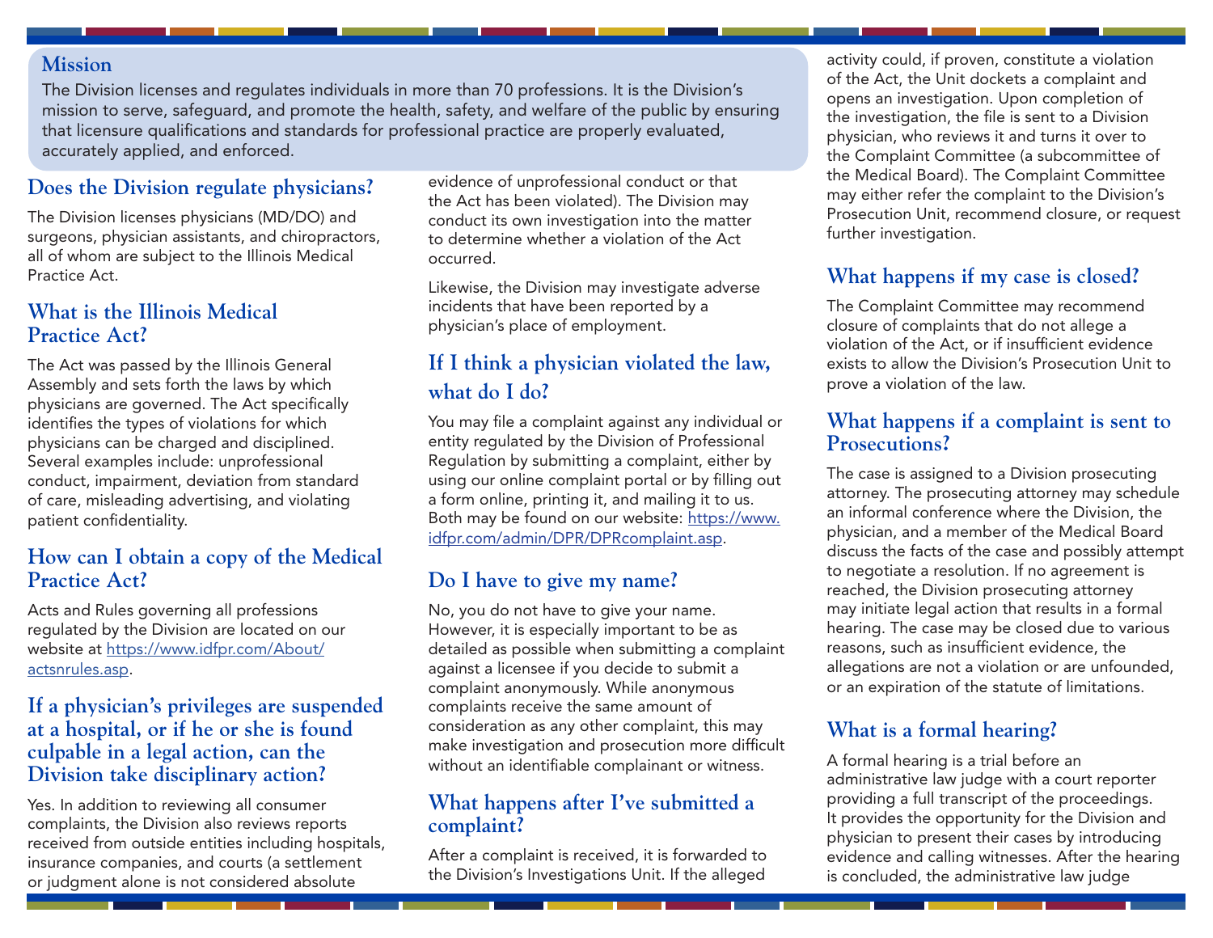## Mission

The Division licenses and regulates individuals in more than 70 professions. It is the Division's mission to serve, safeguard, and promote the health, safety, and welfare of the public by ensuring that licensure qualifications and standards for professional practice are properly evaluated, accurately applied, and enforced.

## Does the Division regulate physicians?

The Division licenses physicians (MD/DO) and surgeons, physician assistants, and chiropractors, all of whom are subject to the Illinois Medical Practice Act.

## What is the Illinois Medical Practice Act?

The Act was passed by the Illinois General Assembly and sets forth the laws by which physicians are governed. The Act specifically identifies the types of violations for which physicians can be charged and disciplined. Several examples include: unprofessional conduct, impairment, deviation from standard of care, misleading advertising, and violating patient confidentiality.

## How can I obtain a copy of the Medical Practice Act?

Acts and Rules governing all professions regulated by the Division are located on our website at https://www.idfpr.com/About/actsnrules.asp.

## If a physician's privileges are suspended at a hospital, or if he or she is found culpable in a legal action, can the Division take disciplinary action?

Yes. In addition to reviewing all consumer complaints, the Division also reviews reports received from outside entities including hospitals, insurance companies, and courts (a settlement or judgment alone is not considered absolute evidence of unprofessional conduct or that the Act has been violated). The Division may conduct its own investigation into the matter to determine whether a violation of the Act occurred.

Likewise, the Division may investigate adverse incidents that have been reported by a physician's place of employment.

## If I think a physician violated the law, what do I do?

You may file a complaint against any individual or entity regulated by the Division of Professional Regulation by submitting a complaint, either by using our online complaint portal or by filling out a form online, printing it, and mailing it to us. Both may be found on our website: https://www.idfpr.com/admin/DPR/DPRcomplaint.asp.

## Do I have to give my name?

No, you do not have to give your name. However, it is especially important to be as detailed as possible when submitting a complaint against a licensee if you decide to submit a complaint anonymously. While anonymous complaints receive the same amount of consideration as any other complaint, this may make investigation and prosecution more difficult without an identifiable complainant or witness.

## What happens after I've submitted a complaint?

After a complaint is received, it is forwarded to the Division's Investigations Unit. If the alleged activity could, if proven, constitute a violation of the Act, the Unit dockets a complaint and opens an investigation. Upon completion of the investigation, the file is sent to a Division physician, who reviews it and turns it over to the Complaint Committee (a subcommittee of the Medical Board). The Complaint Committee may either refer the complaint to the Division's Prosecution Unit, recommend closure, or request further investigation.

## What happens if my case is closed?

The Complaint Committee may recommend closure of complaints that do not allege a violation of the Act, or if insufficient evidence exists to allow the Division's Prosecution Unit to prove a violation of the law.

## What happens if a complaint is sent to Prosecutions?

The case is assigned to a Division prosecuting attorney. The prosecuting attorney may schedule an informal conference where the Division, the physician, and a member of the Medical Board discuss the facts of the case and possibly attempt to negotiate a resolution. If no agreement is reached, the Division prosecuting attorney may initiate legal action that results in a formal hearing. The case may be closed due to various reasons, such as insufficient evidence, the allegations are not a violation or are unfounded, or an expiration of the statute of limitations.

## What is a formal hearing?

A formal hearing is a trial before an administrative law judge with a court reporter providing a full transcript of the proceedings. It provides the opportunity for the Division and physician to present their cases by introducing evidence and calling witnesses. After the hearing is concluded, the administrative law judge